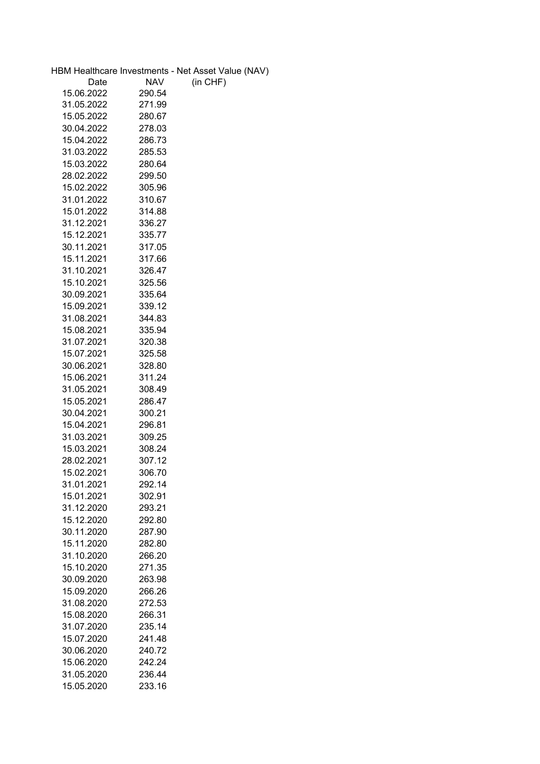HBM Healthcare Investments - Net Asset Value (NAV)

| Date | NAV | (in CHF) |
|---|---|---|
| 15.06.2022 | 290.54 | |
| 31.05.2022 | 271.99 | |
| 15.05.2022 | 280.67 | |
| 30.04.2022 | 278.03 | |
| 15.04.2022 | 286.73 | |
| 31.03.2022 | 285.53 | |
| 15.03.2022 | 280.64 | |
| 28.02.2022 | 299.50 | |
| 15.02.2022 | 305.96 | |
| 31.01.2022 | 310.67 | |
| 15.01.2022 | 314.88 | |
| 31.12.2021 | 336.27 | |
| 15.12.2021 | 335.77 | |
| 30.11.2021 | 317.05 | |
| 15.11.2021 | 317.66 | |
| 31.10.2021 | 326.47 | |
| 15.10.2021 | 325.56 | |
| 30.09.2021 | 335.64 | |
| 15.09.2021 | 339.12 | |
| 31.08.2021 | 344.83 | |
| 15.08.2021 | 335.94 | |
| 31.07.2021 | 320.38 | |
| 15.07.2021 | 325.58 | |
| 30.06.2021 | 328.80 | |
| 15.06.2021 | 311.24 | |
| 31.05.2021 | 308.49 | |
| 15.05.2021 | 286.47 | |
| 30.04.2021 | 300.21 | |
| 15.04.2021 | 296.81 | |
| 31.03.2021 | 309.25 | |
| 15.03.2021 | 308.24 | |
| 28.02.2021 | 307.12 | |
| 15.02.2021 | 306.70 | |
| 31.01.2021 | 292.14 | |
| 15.01.2021 | 302.91 | |
| 31.12.2020 | 293.21 | |
| 15.12.2020 | 292.80 | |
| 30.11.2020 | 287.90 | |
| 15.11.2020 | 282.80 | |
| 31.10.2020 | 266.20 | |
| 15.10.2020 | 271.35 | |
| 30.09.2020 | 263.98 | |
| 15.09.2020 | 266.26 | |
| 31.08.2020 | 272.53 | |
| 15.08.2020 | 266.31 | |
| 31.07.2020 | 235.14 | |
| 15.07.2020 | 241.48 | |
| 30.06.2020 | 240.72 | |
| 15.06.2020 | 242.24 | |
| 31.05.2020 | 236.44 | |
| 15.05.2020 | 233.16 | |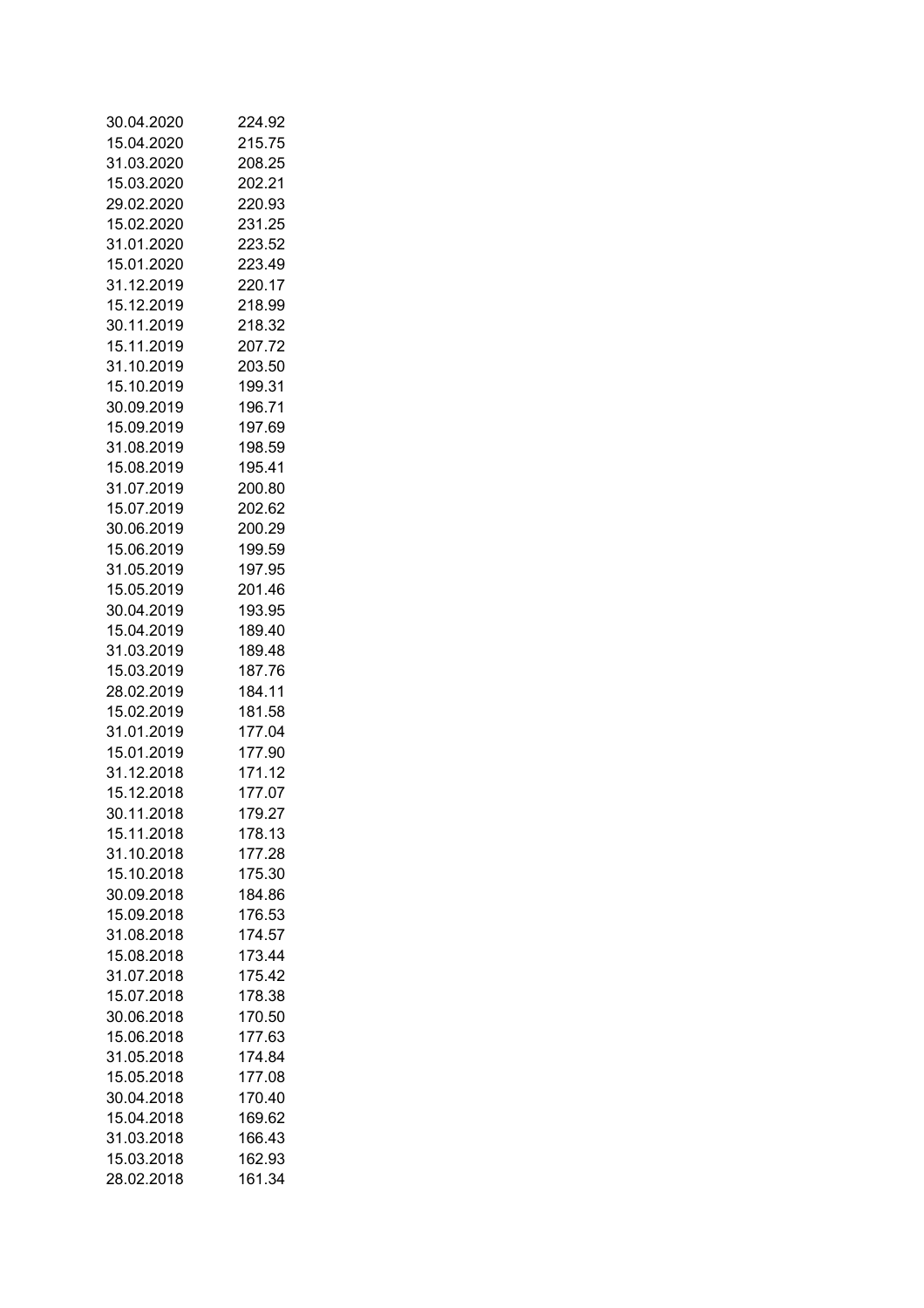| | |
|---|---|
| 30.04.2020 | 224.92 |
| 15.04.2020 | 215.75 |
| 31.03.2020 | 208.25 |
| 15.03.2020 | 202.21 |
| 29.02.2020 | 220.93 |
| 15.02.2020 | 231.25 |
| 31.01.2020 | 223.52 |
| 15.01.2020 | 223.49 |
| 31.12.2019 | 220.17 |
| 15.12.2019 | 218.99 |
| 30.11.2019 | 218.32 |
| 15.11.2019 | 207.72 |
| 31.10.2019 | 203.50 |
| 15.10.2019 | 199.31 |
| 30.09.2019 | 196.71 |
| 15.09.2019 | 197.69 |
| 31.08.2019 | 198.59 |
| 15.08.2019 | 195.41 |
| 31.07.2019 | 200.80 |
| 15.07.2019 | 202.62 |
| 30.06.2019 | 200.29 |
| 15.06.2019 | 199.59 |
| 31.05.2019 | 197.95 |
| 15.05.2019 | 201.46 |
| 30.04.2019 | 193.95 |
| 15.04.2019 | 189.40 |
| 31.03.2019 | 189.48 |
| 15.03.2019 | 187.76 |
| 28.02.2019 | 184.11 |
| 15.02.2019 | 181.58 |
| 31.01.2019 | 177.04 |
| 15.01.2019 | 177.90 |
| 31.12.2018 | 171.12 |
| 15.12.2018 | 177.07 |
| 30.11.2018 | 179.27 |
| 15.11.2018 | 178.13 |
| 31.10.2018 | 177.28 |
| 15.10.2018 | 175.30 |
| 30.09.2018 | 184.86 |
| 15.09.2018 | 176.53 |
| 31.08.2018 | 174.57 |
| 15.08.2018 | 173.44 |
| 31.07.2018 | 175.42 |
| 15.07.2018 | 178.38 |
| 30.06.2018 | 170.50 |
| 15.06.2018 | 177.63 |
| 31.05.2018 | 174.84 |
| 15.05.2018 | 177.08 |
| 30.04.2018 | 170.40 |
| 15.04.2018 | 169.62 |
| 31.03.2018 | 166.43 |
| 15.03.2018 | 162.93 |
| 28.02.2018 | 161.34 |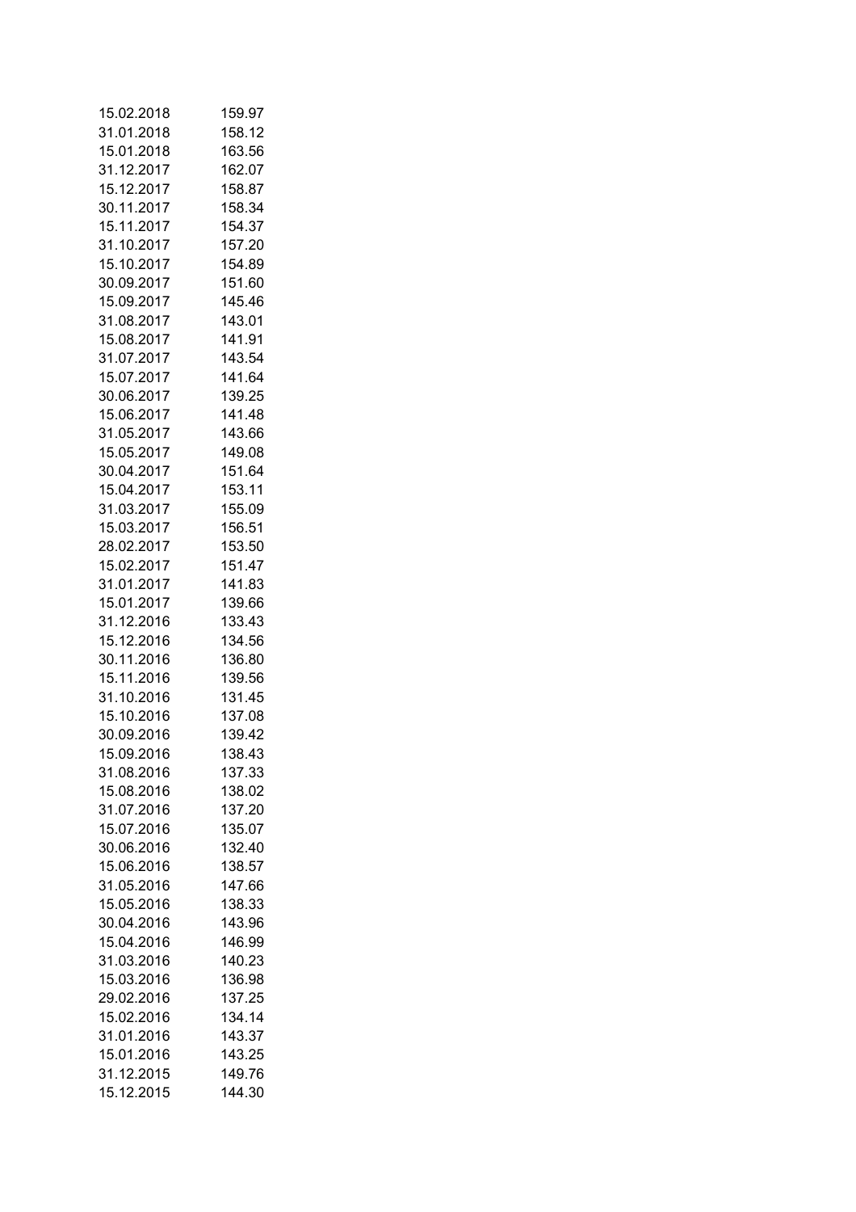| | |
|---|---|
| 15.02.2018 | 159.97 |
| 31.01.2018 | 158.12 |
| 15.01.2018 | 163.56 |
| 31.12.2017 | 162.07 |
| 15.12.2017 | 158.87 |
| 30.11.2017 | 158.34 |
| 15.11.2017 | 154.37 |
| 31.10.2017 | 157.20 |
| 15.10.2017 | 154.89 |
| 30.09.2017 | 151.60 |
| 15.09.2017 | 145.46 |
| 31.08.2017 | 143.01 |
| 15.08.2017 | 141.91 |
| 31.07.2017 | 143.54 |
| 15.07.2017 | 141.64 |
| 30.06.2017 | 139.25 |
| 15.06.2017 | 141.48 |
| 31.05.2017 | 143.66 |
| 15.05.2017 | 149.08 |
| 30.04.2017 | 151.64 |
| 15.04.2017 | 153.11 |
| 31.03.2017 | 155.09 |
| 15.03.2017 | 156.51 |
| 28.02.2017 | 153.50 |
| 15.02.2017 | 151.47 |
| 31.01.2017 | 141.83 |
| 15.01.2017 | 139.66 |
| 31.12.2016 | 133.43 |
| 15.12.2016 | 134.56 |
| 30.11.2016 | 136.80 |
| 15.11.2016 | 139.56 |
| 31.10.2016 | 131.45 |
| 15.10.2016 | 137.08 |
| 30.09.2016 | 139.42 |
| 15.09.2016 | 138.43 |
| 31.08.2016 | 137.33 |
| 15.08.2016 | 138.02 |
| 31.07.2016 | 137.20 |
| 15.07.2016 | 135.07 |
| 30.06.2016 | 132.40 |
| 15.06.2016 | 138.57 |
| 31.05.2016 | 147.66 |
| 15.05.2016 | 138.33 |
| 30.04.2016 | 143.96 |
| 15.04.2016 | 146.99 |
| 31.03.2016 | 140.23 |
| 15.03.2016 | 136.98 |
| 29.02.2016 | 137.25 |
| 15.02.2016 | 134.14 |
| 31.01.2016 | 143.37 |
| 15.01.2016 | 143.25 |
| 31.12.2015 | 149.76 |
| 15.12.2015 | 144.30 |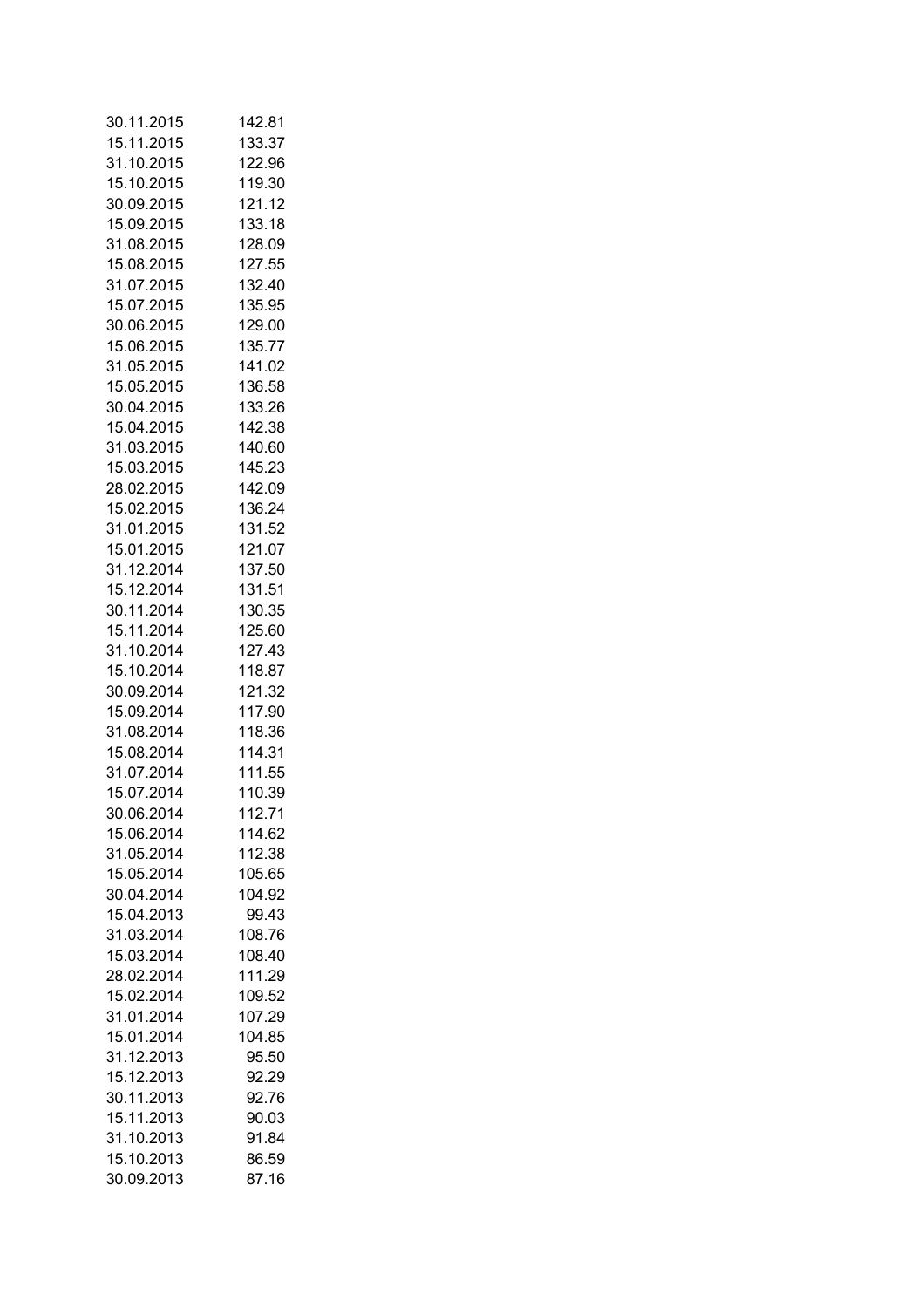| | |
|---|---|
| 30.11.2015 | 142.81 |
| 15.11.2015 | 133.37 |
| 31.10.2015 | 122.96 |
| 15.10.2015 | 119.30 |
| 30.09.2015 | 121.12 |
| 15.09.2015 | 133.18 |
| 31.08.2015 | 128.09 |
| 15.08.2015 | 127.55 |
| 31.07.2015 | 132.40 |
| 15.07.2015 | 135.95 |
| 30.06.2015 | 129.00 |
| 15.06.2015 | 135.77 |
| 31.05.2015 | 141.02 |
| 15.05.2015 | 136.58 |
| 30.04.2015 | 133.26 |
| 15.04.2015 | 142.38 |
| 31.03.2015 | 140.60 |
| 15.03.2015 | 145.23 |
| 28.02.2015 | 142.09 |
| 15.02.2015 | 136.24 |
| 31.01.2015 | 131.52 |
| 15.01.2015 | 121.07 |
| 31.12.2014 | 137.50 |
| 15.12.2014 | 131.51 |
| 30.11.2014 | 130.35 |
| 15.11.2014 | 125.60 |
| 31.10.2014 | 127.43 |
| 15.10.2014 | 118.87 |
| 30.09.2014 | 121.32 |
| 15.09.2014 | 117.90 |
| 31.08.2014 | 118.36 |
| 15.08.2014 | 114.31 |
| 31.07.2014 | 111.55 |
| 15.07.2014 | 110.39 |
| 30.06.2014 | 112.71 |
| 15.06.2014 | 114.62 |
| 31.05.2014 | 112.38 |
| 15.05.2014 | 105.65 |
| 30.04.2014 | 104.92 |
| 15.04.2013 | 99.43 |
| 31.03.2014 | 108.76 |
| 15.03.2014 | 108.40 |
| 28.02.2014 | 111.29 |
| 15.02.2014 | 109.52 |
| 31.01.2014 | 107.29 |
| 15.01.2014 | 104.85 |
| 31.12.2013 | 95.50 |
| 15.12.2013 | 92.29 |
| 30.11.2013 | 92.76 |
| 15.11.2013 | 90.03 |
| 31.10.2013 | 91.84 |
| 15.10.2013 | 86.59 |
| 30.09.2013 | 87.16 |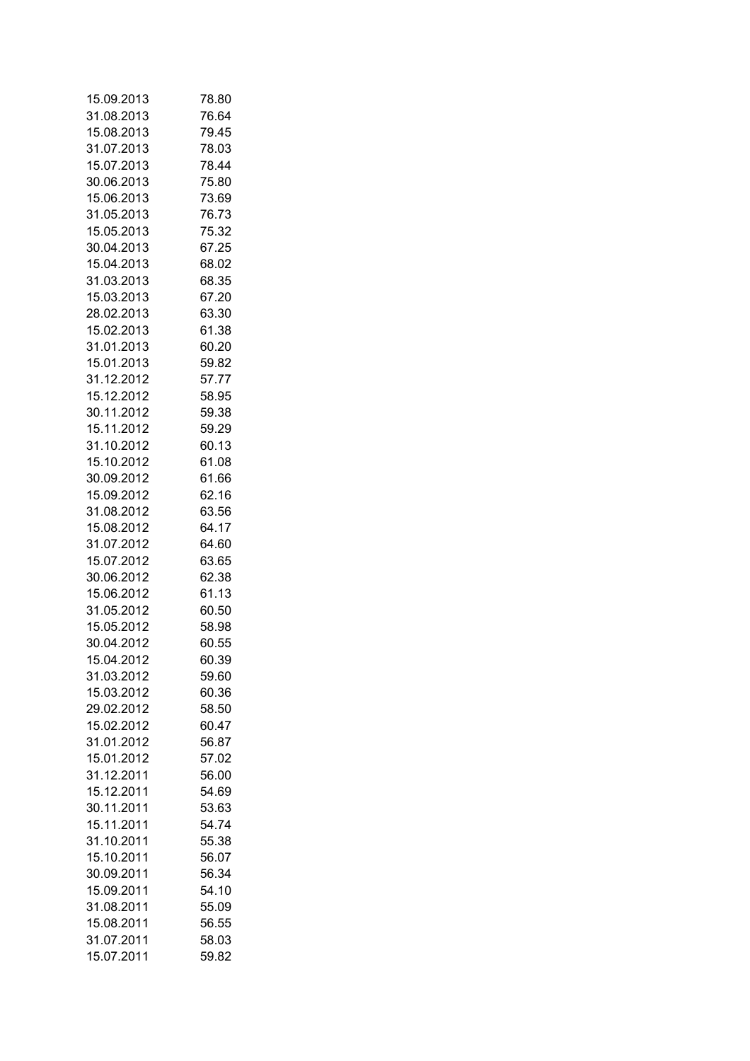| | |
|---|---|
| 15.09.2013 | 78.80 |
| 31.08.2013 | 76.64 |
| 15.08.2013 | 79.45 |
| 31.07.2013 | 78.03 |
| 15.07.2013 | 78.44 |
| 30.06.2013 | 75.80 |
| 15.06.2013 | 73.69 |
| 31.05.2013 | 76.73 |
| 15.05.2013 | 75.32 |
| 30.04.2013 | 67.25 |
| 15.04.2013 | 68.02 |
| 31.03.2013 | 68.35 |
| 15.03.2013 | 67.20 |
| 28.02.2013 | 63.30 |
| 15.02.2013 | 61.38 |
| 31.01.2013 | 60.20 |
| 15.01.2013 | 59.82 |
| 31.12.2012 | 57.77 |
| 15.12.2012 | 58.95 |
| 30.11.2012 | 59.38 |
| 15.11.2012 | 59.29 |
| 31.10.2012 | 60.13 |
| 15.10.2012 | 61.08 |
| 30.09.2012 | 61.66 |
| 15.09.2012 | 62.16 |
| 31.08.2012 | 63.56 |
| 15.08.2012 | 64.17 |
| 31.07.2012 | 64.60 |
| 15.07.2012 | 63.65 |
| 30.06.2012 | 62.38 |
| 15.06.2012 | 61.13 |
| 31.05.2012 | 60.50 |
| 15.05.2012 | 58.98 |
| 30.04.2012 | 60.55 |
| 15.04.2012 | 60.39 |
| 31.03.2012 | 59.60 |
| 15.03.2012 | 60.36 |
| 29.02.2012 | 58.50 |
| 15.02.2012 | 60.47 |
| 31.01.2012 | 56.87 |
| 15.01.2012 | 57.02 |
| 31.12.2011 | 56.00 |
| 15.12.2011 | 54.69 |
| 30.11.2011 | 53.63 |
| 15.11.2011 | 54.74 |
| 31.10.2011 | 55.38 |
| 15.10.2011 | 56.07 |
| 30.09.2011 | 56.34 |
| 15.09.2011 | 54.10 |
| 31.08.2011 | 55.09 |
| 15.08.2011 | 56.55 |
| 31.07.2011 | 58.03 |
| 15.07.2011 | 59.82 |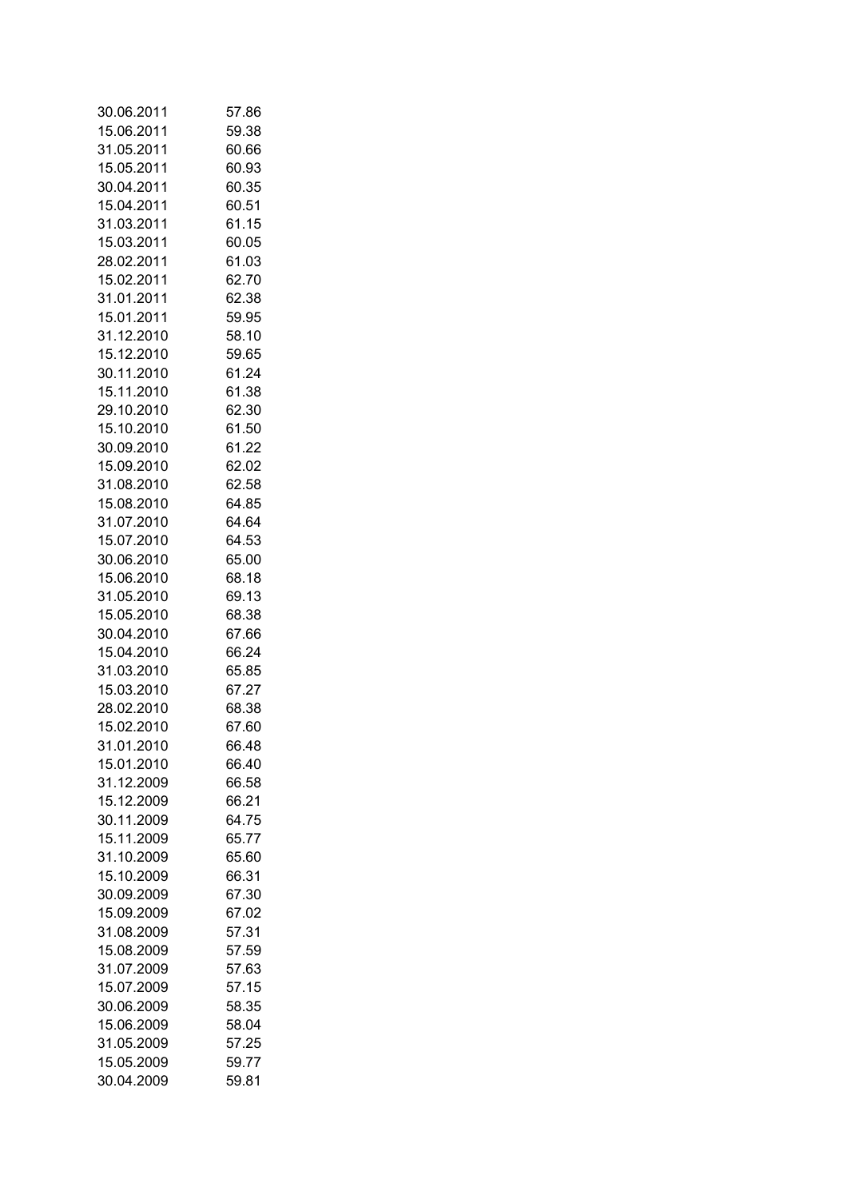| | |
|---|---|
| 30.06.2011 | 57.86 |
| 15.06.2011 | 59.38 |
| 31.05.2011 | 60.66 |
| 15.05.2011 | 60.93 |
| 30.04.2011 | 60.35 |
| 15.04.2011 | 60.51 |
| 31.03.2011 | 61.15 |
| 15.03.2011 | 60.05 |
| 28.02.2011 | 61.03 |
| 15.02.2011 | 62.70 |
| 31.01.2011 | 62.38 |
| 15.01.2011 | 59.95 |
| 31.12.2010 | 58.10 |
| 15.12.2010 | 59.65 |
| 30.11.2010 | 61.24 |
| 15.11.2010 | 61.38 |
| 29.10.2010 | 62.30 |
| 15.10.2010 | 61.50 |
| 30.09.2010 | 61.22 |
| 15.09.2010 | 62.02 |
| 31.08.2010 | 62.58 |
| 15.08.2010 | 64.85 |
| 31.07.2010 | 64.64 |
| 15.07.2010 | 64.53 |
| 30.06.2010 | 65.00 |
| 15.06.2010 | 68.18 |
| 31.05.2010 | 69.13 |
| 15.05.2010 | 68.38 |
| 30.04.2010 | 67.66 |
| 15.04.2010 | 66.24 |
| 31.03.2010 | 65.85 |
| 15.03.2010 | 67.27 |
| 28.02.2010 | 68.38 |
| 15.02.2010 | 67.60 |
| 31.01.2010 | 66.48 |
| 15.01.2010 | 66.40 |
| 31.12.2009 | 66.58 |
| 15.12.2009 | 66.21 |
| 30.11.2009 | 64.75 |
| 15.11.2009 | 65.77 |
| 31.10.2009 | 65.60 |
| 15.10.2009 | 66.31 |
| 30.09.2009 | 67.30 |
| 15.09.2009 | 67.02 |
| 31.08.2009 | 57.31 |
| 15.08.2009 | 57.59 |
| 31.07.2009 | 57.63 |
| 15.07.2009 | 57.15 |
| 30.06.2009 | 58.35 |
| 15.06.2009 | 58.04 |
| 31.05.2009 | 57.25 |
| 15.05.2009 | 59.77 |
| 30.04.2009 | 59.81 |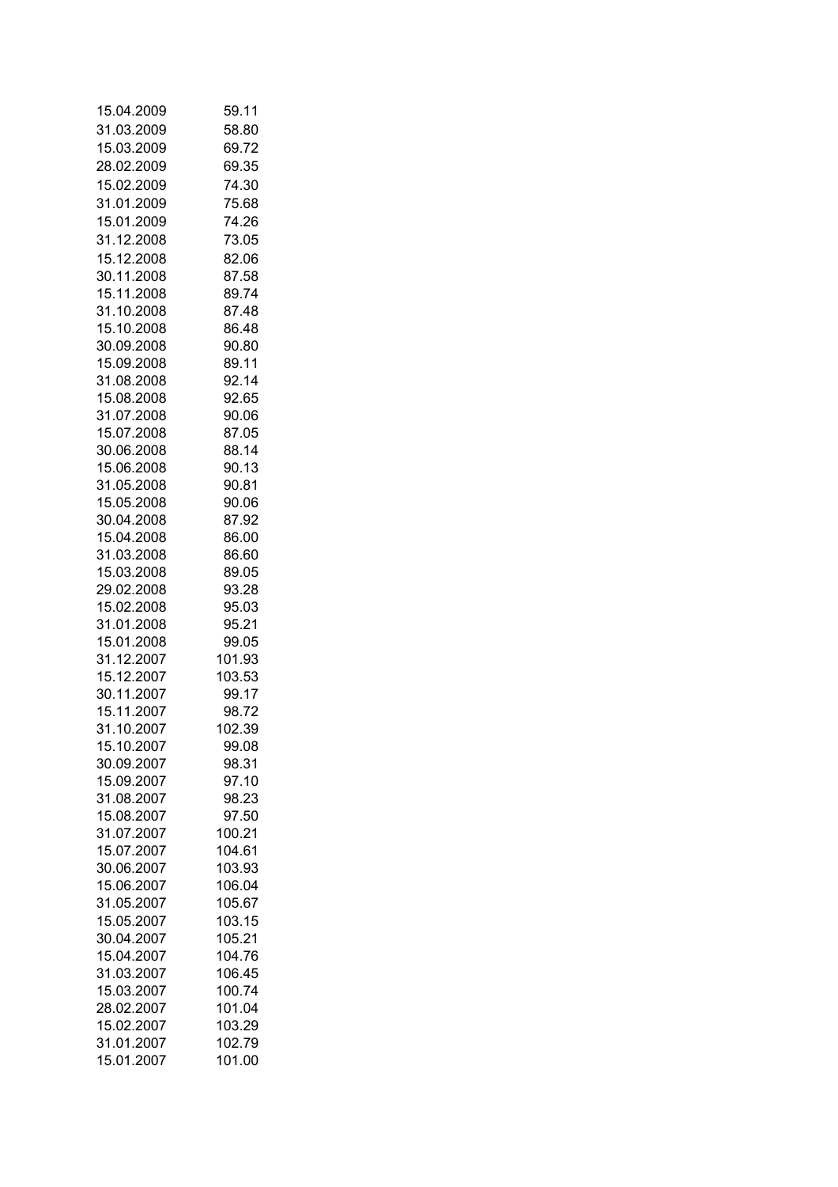| | |
|---|---|
| 15.04.2009 | 59.11 |
| 31.03.2009 | 58.80 |
| 15.03.2009 | 69.72 |
| 28.02.2009 | 69.35 |
| 15.02.2009 | 74.30 |
| 31.01.2009 | 75.68 |
| 15.01.2009 | 74.26 |
| 31.12.2008 | 73.05 |
| 15.12.2008 | 82.06 |
| 30.11.2008 | 87.58 |
| 15.11.2008 | 89.74 |
| 31.10.2008 | 87.48 |
| 15.10.2008 | 86.48 |
| 30.09.2008 | 90.80 |
| 15.09.2008 | 89.11 |
| 31.08.2008 | 92.14 |
| 15.08.2008 | 92.65 |
| 31.07.2008 | 90.06 |
| 15.07.2008 | 87.05 |
| 30.06.2008 | 88.14 |
| 15.06.2008 | 90.13 |
| 31.05.2008 | 90.81 |
| 15.05.2008 | 90.06 |
| 30.04.2008 | 87.92 |
| 15.04.2008 | 86.00 |
| 31.03.2008 | 86.60 |
| 15.03.2008 | 89.05 |
| 29.02.2008 | 93.28 |
| 15.02.2008 | 95.03 |
| 31.01.2008 | 95.21 |
| 15.01.2008 | 99.05 |
| 31.12.2007 | 101.93 |
| 15.12.2007 | 103.53 |
| 30.11.2007 | 99.17 |
| 15.11.2007 | 98.72 |
| 31.10.2007 | 102.39 |
| 15.10.2007 | 99.08 |
| 30.09.2007 | 98.31 |
| 15.09.2007 | 97.10 |
| 31.08.2007 | 98.23 |
| 15.08.2007 | 97.50 |
| 31.07.2007 | 100.21 |
| 15.07.2007 | 104.61 |
| 30.06.2007 | 103.93 |
| 15.06.2007 | 106.04 |
| 31.05.2007 | 105.67 |
| 15.05.2007 | 103.15 |
| 30.04.2007 | 105.21 |
| 15.04.2007 | 104.76 |
| 31.03.2007 | 106.45 |
| 15.03.2007 | 100.74 |
| 28.02.2007 | 101.04 |
| 15.02.2007 | 103.29 |
| 31.01.2007 | 102.79 |
| 15.01.2007 | 101.00 |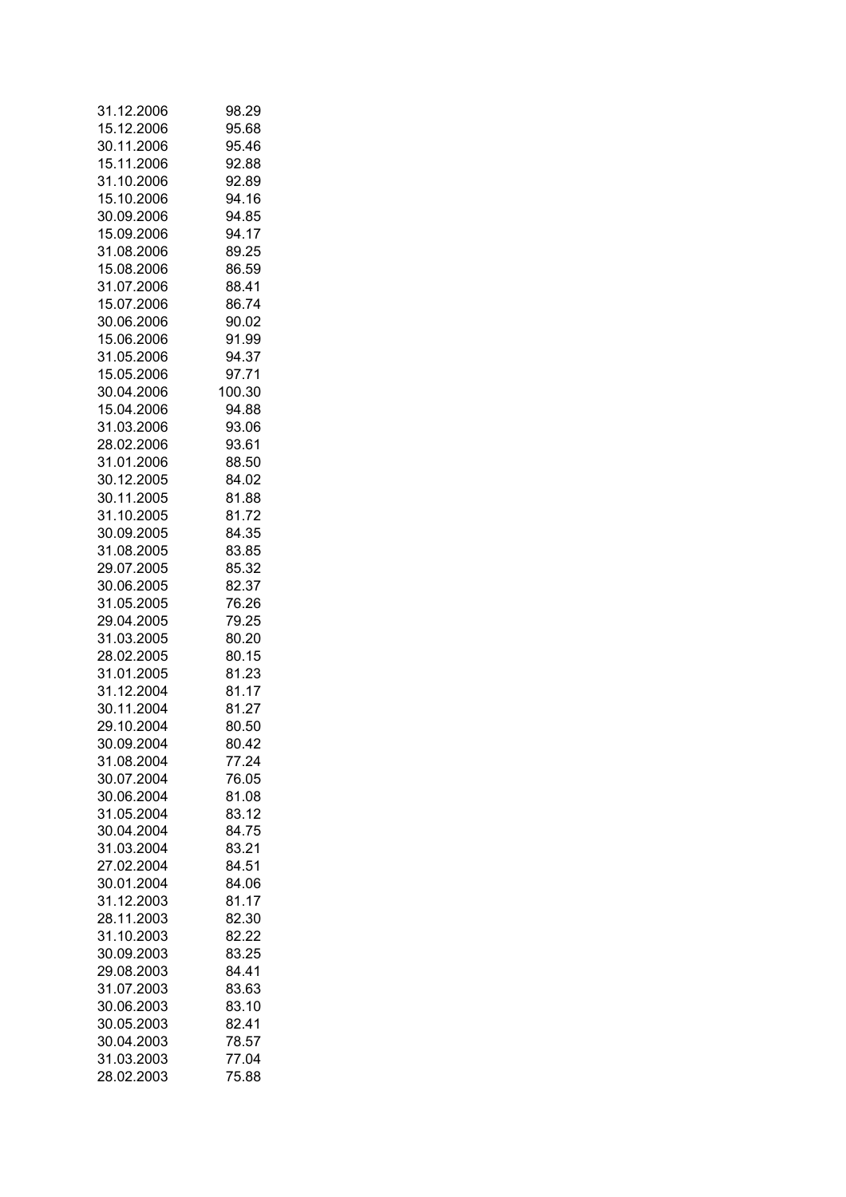| | |
|---|---|
| 31.12.2006 | 98.29 |
| 15.12.2006 | 95.68 |
| 30.11.2006 | 95.46 |
| 15.11.2006 | 92.88 |
| 31.10.2006 | 92.89 |
| 15.10.2006 | 94.16 |
| 30.09.2006 | 94.85 |
| 15.09.2006 | 94.17 |
| 31.08.2006 | 89.25 |
| 15.08.2006 | 86.59 |
| 31.07.2006 | 88.41 |
| 15.07.2006 | 86.74 |
| 30.06.2006 | 90.02 |
| 15.06.2006 | 91.99 |
| 31.05.2006 | 94.37 |
| 15.05.2006 | 97.71 |
| 30.04.2006 | 100.30 |
| 15.04.2006 | 94.88 |
| 31.03.2006 | 93.06 |
| 28.02.2006 | 93.61 |
| 31.01.2006 | 88.50 |
| 30.12.2005 | 84.02 |
| 30.11.2005 | 81.88 |
| 31.10.2005 | 81.72 |
| 30.09.2005 | 84.35 |
| 31.08.2005 | 83.85 |
| 29.07.2005 | 85.32 |
| 30.06.2005 | 82.37 |
| 31.05.2005 | 76.26 |
| 29.04.2005 | 79.25 |
| 31.03.2005 | 80.20 |
| 28.02.2005 | 80.15 |
| 31.01.2005 | 81.23 |
| 31.12.2004 | 81.17 |
| 30.11.2004 | 81.27 |
| 29.10.2004 | 80.50 |
| 30.09.2004 | 80.42 |
| 31.08.2004 | 77.24 |
| 30.07.2004 | 76.05 |
| 30.06.2004 | 81.08 |
| 31.05.2004 | 83.12 |
| 30.04.2004 | 84.75 |
| 31.03.2004 | 83.21 |
| 27.02.2004 | 84.51 |
| 30.01.2004 | 84.06 |
| 31.12.2003 | 81.17 |
| 28.11.2003 | 82.30 |
| 31.10.2003 | 82.22 |
| 30.09.2003 | 83.25 |
| 29.08.2003 | 84.41 |
| 31.07.2003 | 83.63 |
| 30.06.2003 | 83.10 |
| 30.05.2003 | 82.41 |
| 30.04.2003 | 78.57 |
| 31.03.2003 | 77.04 |
| 28.02.2003 | 75.88 |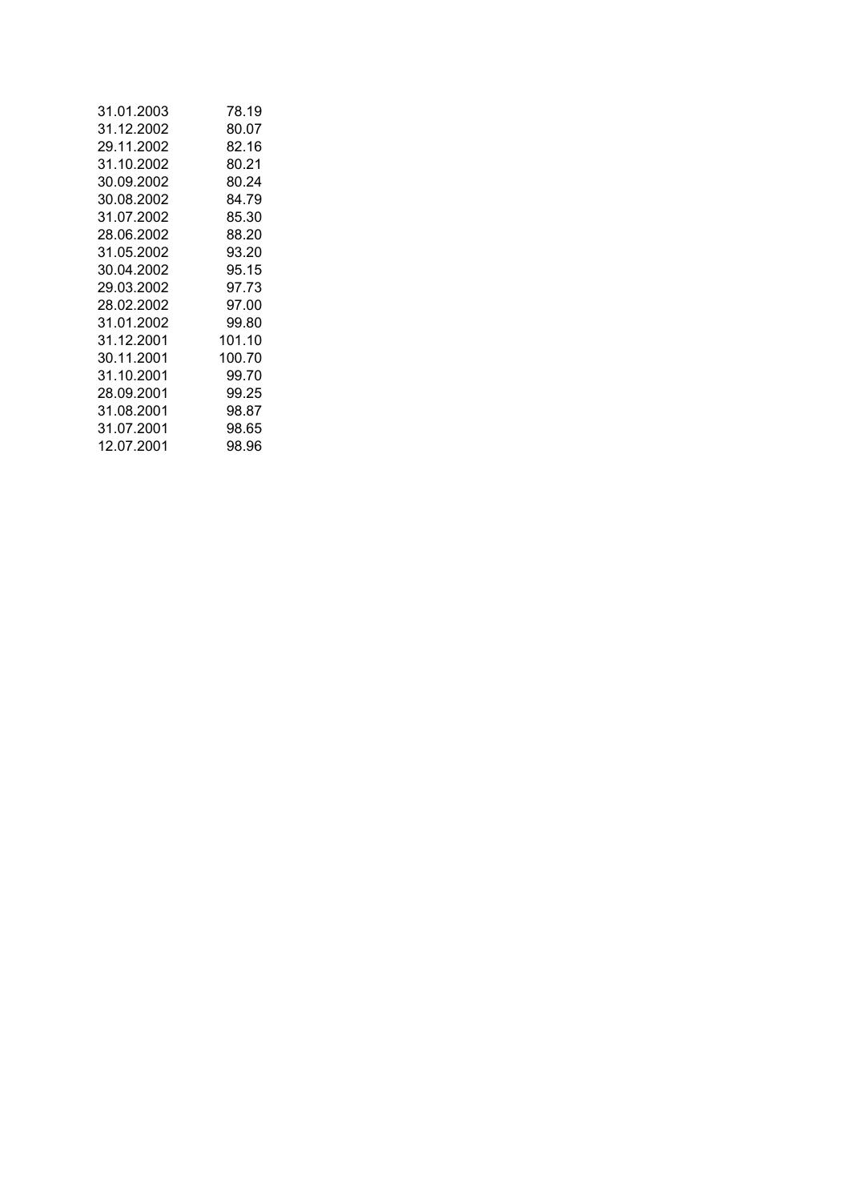| | |
|---|---|
| 31.01.2003 | 78.19 |
| 31.12.2002 | 80.07 |
| 29.11.2002 | 82.16 |
| 31.10.2002 | 80.21 |
| 30.09.2002 | 80.24 |
| 30.08.2002 | 84.79 |
| 31.07.2002 | 85.30 |
| 28.06.2002 | 88.20 |
| 31.05.2002 | 93.20 |
| 30.04.2002 | 95.15 |
| 29.03.2002 | 97.73 |
| 28.02.2002 | 97.00 |
| 31.01.2002 | 99.80 |
| 31.12.2001 | 101.10 |
| 30.11.2001 | 100.70 |
| 31.10.2001 | 99.70 |
| 28.09.2001 | 99.25 |
| 31.08.2001 | 98.87 |
| 31.07.2001 | 98.65 |
| 12.07.2001 | 98.96 |